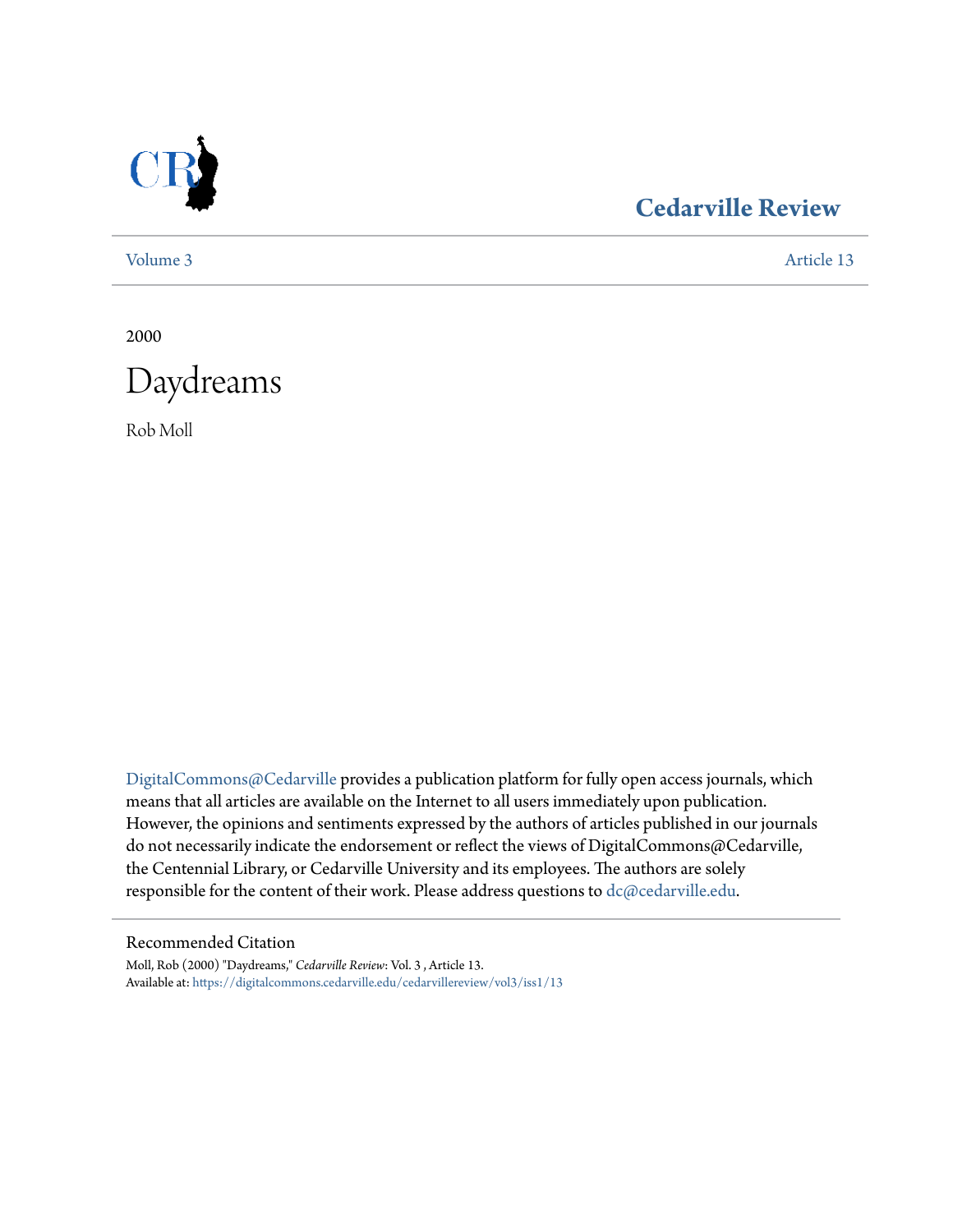Cedarville Review

Volume 3 Article 13

2000

# Daydreams

Rob Moll

DigitalCommons@Cedarville provides a publication platform for fully open access journals, which means that all articles are available on the Internet to all users immediately upon publication. However, the opinions and sentiments expressed by the authors of articles published in our journals do not necessarily indicate the endorsement or reflect the views of DigitalCommons@Cedarville, the Centennial Library, or Cedarville University and its employees. The authors are solely responsible for the content of their work. Please address questions to dc@cedarville.edu.

Recommended Citation

Moll, Rob (2000) "Daydreams," *Cedarville Review*: Vol. 3 , Article 13.
Available at: https://digitalcommons.cedarville.edu/cedarvillereview/vol3/iss1/13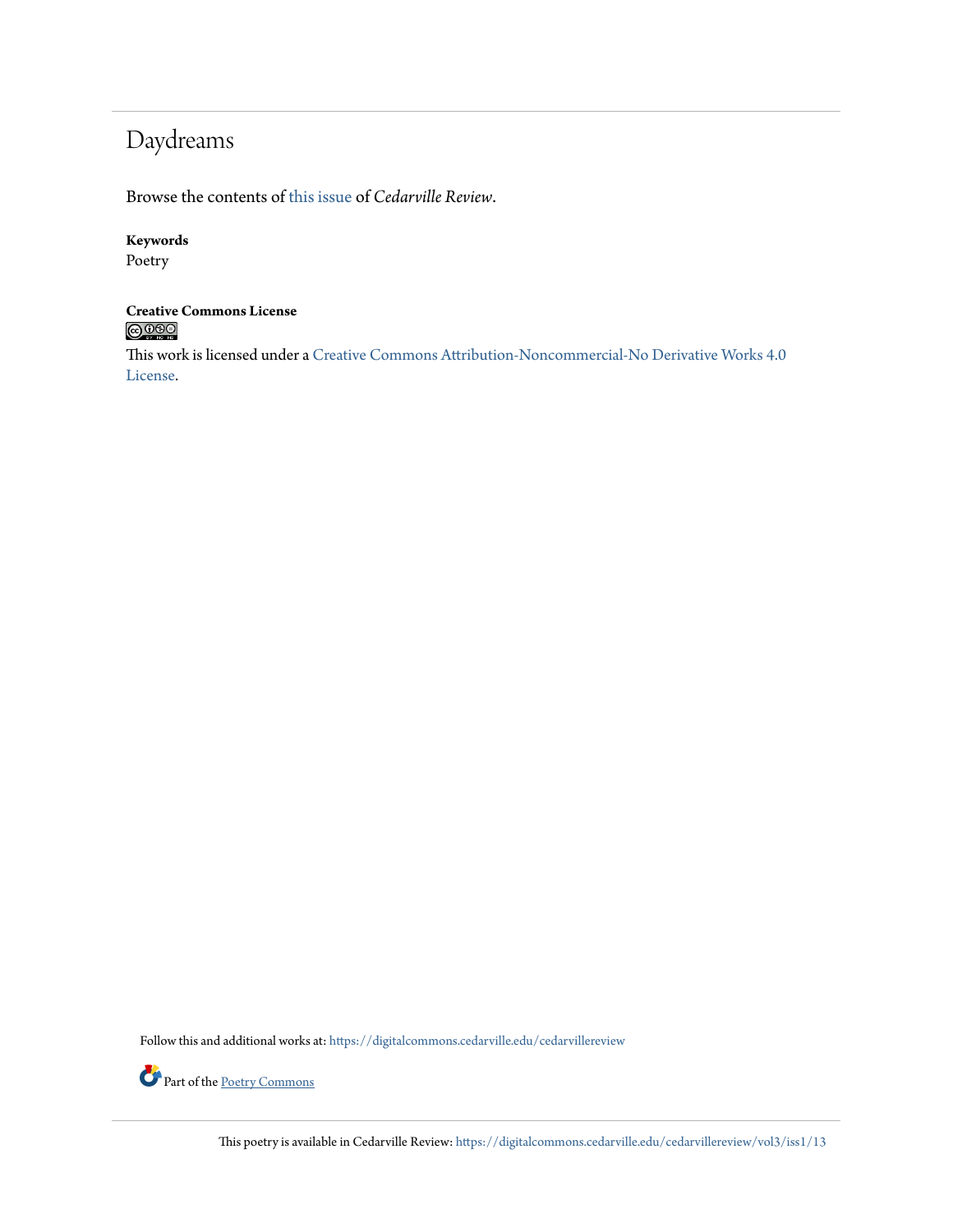# Daydreams

Browse the contents of this issue of *Cedarville Review*.

**Keywords**
Poetry

**Creative Commons License**

This work is licensed under a Creative Commons Attribution-Noncommercial-No Derivative Works 4.0 License.

Follow this and additional works at: https://digitalcommons.cedarville.edu/cedarvillereview

Part of the Poetry Commons

This poetry is available in Cedarville Review: https://digitalcommons.cedarville.edu/cedarvillereview/vol3/iss1/13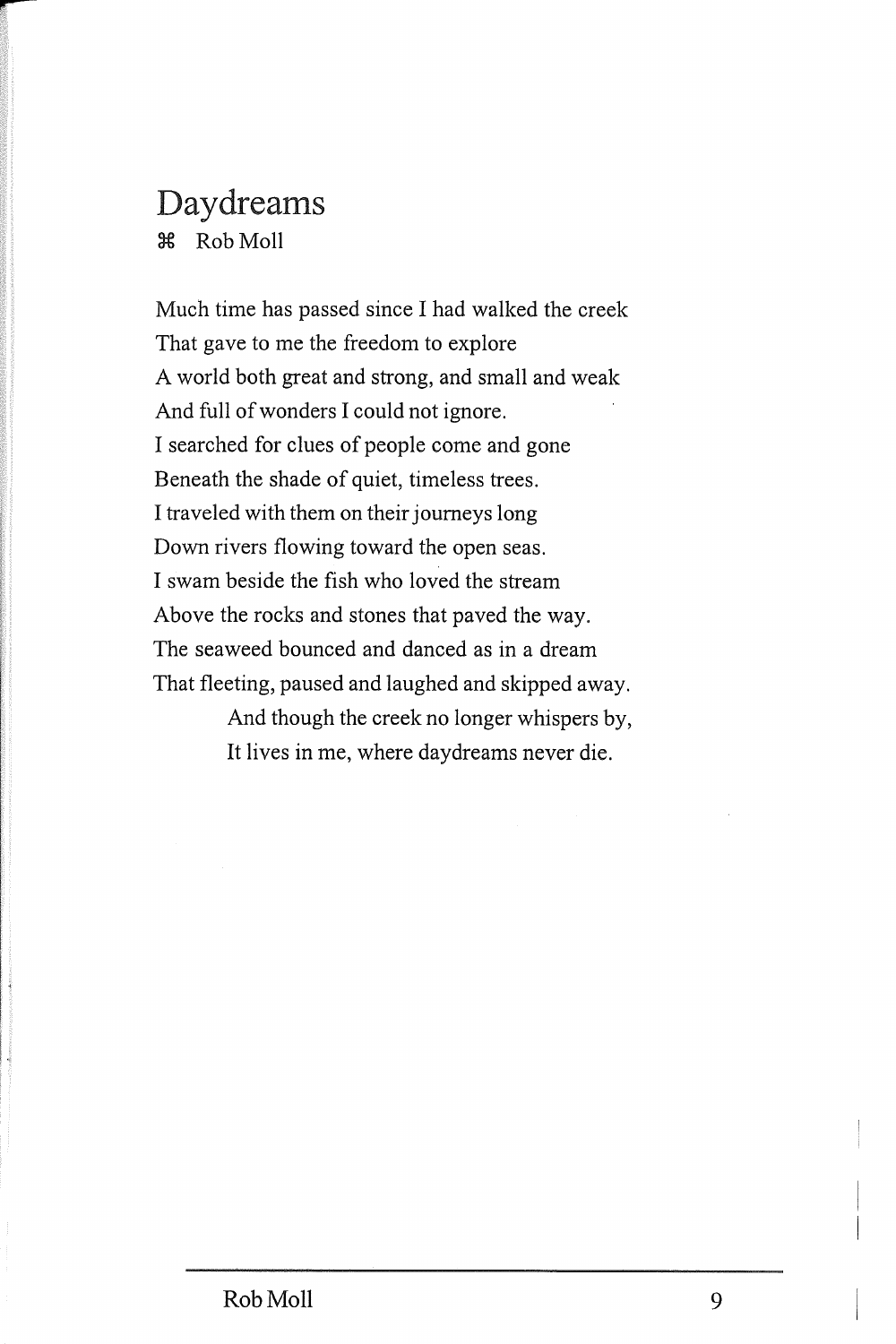# Daydreams

⌘ Rob Moll

Much time has passed since I had walked the creek  
That gave to me the freedom to explore  
A world both great and strong, and small and weak  
And full of wonders I could not ignore.  
I searched for clues of people come and gone  
Beneath the shade of quiet, timeless trees.  
I traveled with them on their journeys long  
Down rivers flowing toward the open seas.  
I swam beside the fish who loved the stream  
Above the rocks and stones that paved the way.  
The seaweed bounced and danced as in a dream  
That fleeting, paused and laughed and skipped away.  
    And though the creek no longer whispers by,  
    It lives in me, where daydreams never die.